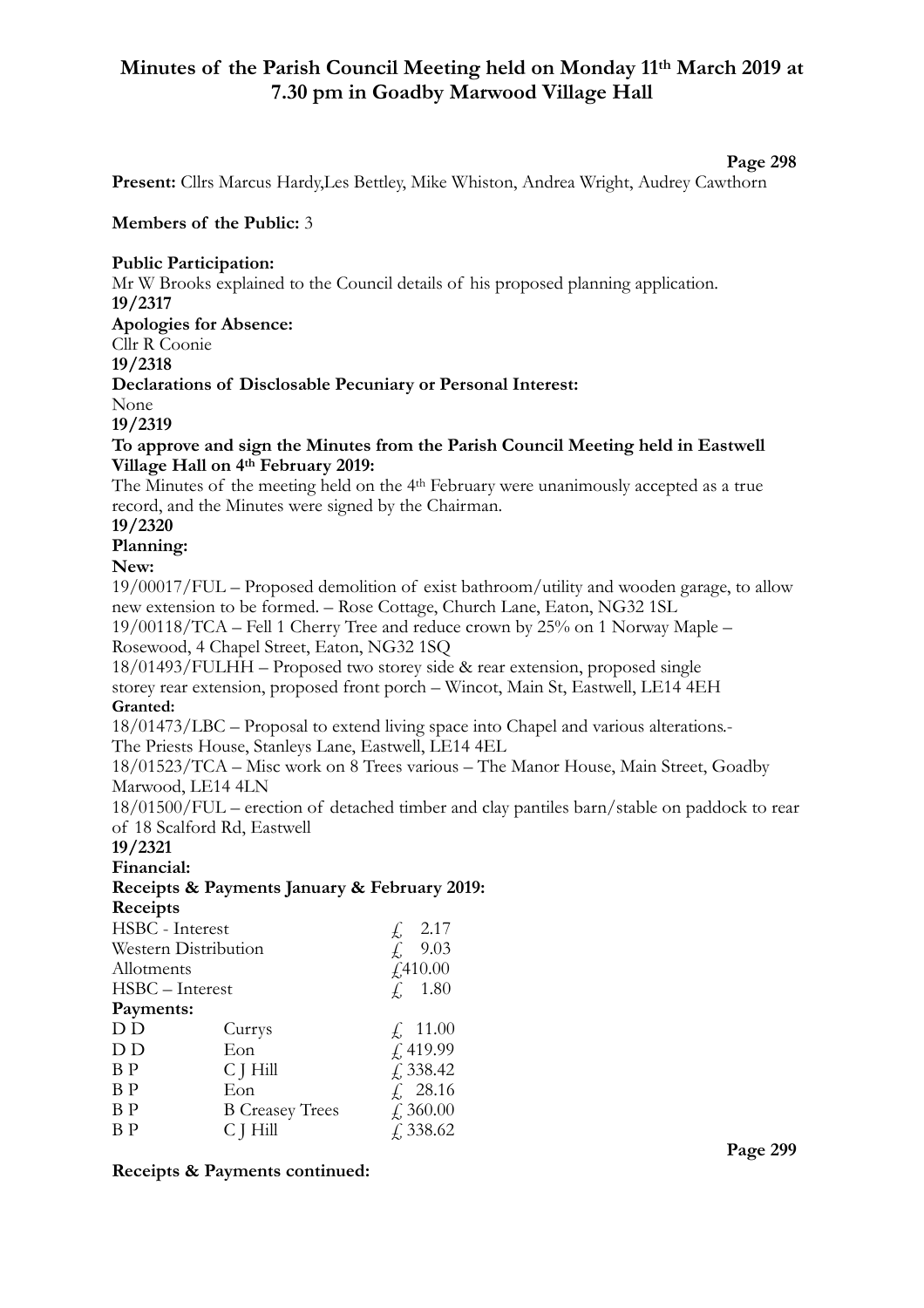# Minutes of the Parish Council Meeting held on Monday 11th March 2019 at 7.30 pm in Goadby Marwood Village Hall

**Present:** Cllrs Marcus Hardy,Les Bettley, Mike Whiston, Andrea Wright, Audrey Cawthorn

**Members of the Public:** 3

**Public Participation:**
Mr W Brooks explained to the Council details of his proposed planning application.

**19/2317**
**Apologies for Absence:**
Cllr R Coonie

**19/2318**
**Declarations of Disclosable Pecuniary or Personal Interest:**
None

**19/2319**
**To approve and sign the Minutes from the Parish Council Meeting held in Eastwell Village Hall on 4th February 2019:**
The Minutes of the meeting held on the 4th February were unanimously accepted as a true record, and the Minutes were signed by the Chairman.

**19/2320**
**Planning:**

**New:**
19/00017/FUL – Proposed demolition of exist bathroom/utility and wooden garage, to allow new extension to be formed. – Rose Cottage, Church Lane, Eaton, NG32 1SL
19/00118/TCA – Fell 1 Cherry Tree and reduce crown by 25% on 1 Norway Maple – Rosewood, 4 Chapel Street, Eaton, NG32 1SQ
18/01493/FULHH – Proposed two storey side & rear extension, proposed single storey rear extension, proposed front porch – Wincot, Main St, Eastwell, LE14 4EH

**Granted:**
18/01473/LBC – Proposal to extend living space into Chapel and various alterations.- The Priests House, Stanleys Lane, Eastwell, LE14 4EL
18/01523/TCA – Misc work on 8 Trees various – The Manor House, Main Street, Goadby Marwood, LE14 4LN
18/01500/FUL – erection of detached timber and clay pantiles barn/stable on paddock to rear of 18 Scalford Rd, Eastwell

**19/2321**
**Financial:**

**Receipts & Payments January & February 2019:**

**Receipts**

| | |
|---|---|
| HSBC - Interest | £ 2.17 |
| Western Distribution | £ 9.03 |
| Allotments | £410.00 |
| HSBC – Interest | £ 1.80 |

**Payments:**

| | | |
|---|---|---|
| D D | Currys | £ 11.00 |
| D D | Eon | £ 419.99 |
| B P | C J Hill | £ 338.42 |
| B P | Eon | £ 28.16 |
| B P | B Creasey Trees | £ 360.00 |
| B P | C J Hill | £ 338.62 |

**Receipts & Payments continued:**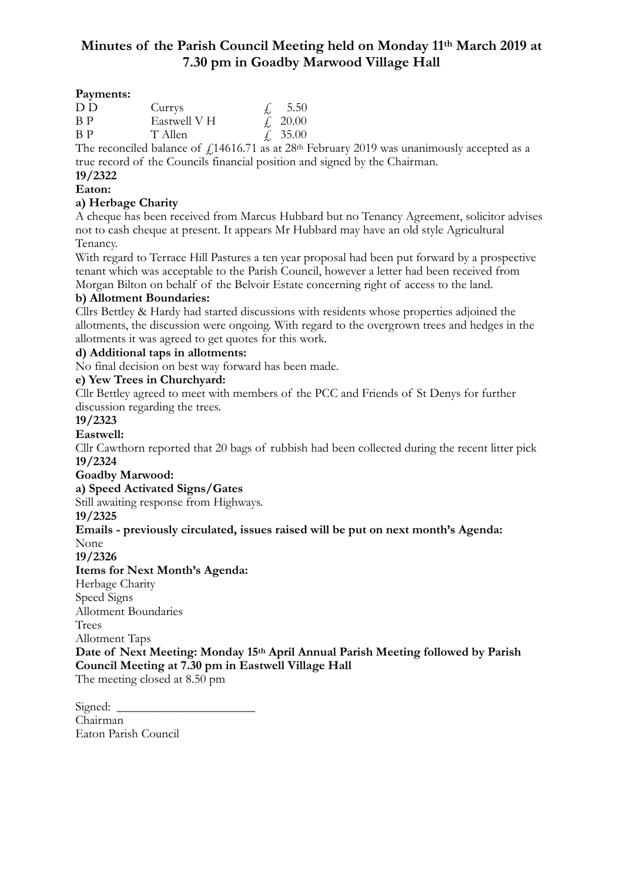# Minutes of the Parish Council Meeting held on Monday 11th March 2019 at 7.30 pm in Goadby Marwood Village Hall

**Payments:**

| | | |
|---|---|---|
| D D | Currys | £ 5.50 |
| B P | Eastwell V H | £ 20.00 |
| B P | T Allen | £ 35.00 |

The reconciled balance of £14616.71 as at 28th February 2019 was unanimously accepted as a true record of the Councils financial position and signed by the Chairman.

**19/2322**

**Eaton:**

**a) Herbage Charity**

A cheque has been received from Marcus Hubbard but no Tenancy Agreement, solicitor advises not to cash cheque at present. It appears Mr Hubbard may have an old style Agricultural Tenancy.

With regard to Terrace Hill Pastures a ten year proposal had been put forward by a prospective tenant which was acceptable to the Parish Council, however a letter had been received from Morgan Bilton on behalf of the Belvoir Estate concerning right of access to the land.

**b) Allotment Boundaries:**

Cllrs Bettley & Hardy had started discussions with residents whose properties adjoined the allotments, the discussion were ongoing. With regard to the overgrown trees and hedges in the allotments it was agreed to get quotes for this work.

**d) Additional taps in allotments:**

No final decision on best way forward has been made.

**e) Yew Trees in Churchyard:**

Cllr Bettley agreed to meet with members of the PCC and Friends of St Denys for further discussion regarding the trees.

**19/2323**

**Eastwell:**

Cllr Cawthorn reported that 20 bags of rubbish had been collected during the recent litter pick

**19/2324**

**Goadby Marwood:**

**a) Speed Activated Signs/Gates**

Still awaiting response from Highways.

**19/2325**

**Emails - previously circulated, issues raised will be put on next month's Agenda:**

None

**19/2326**

**Items for Next Month's Agenda:**

Herbage Charity
Speed Signs
Allotment Boundaries
Trees
Allotment Taps

**Date of Next Meeting: Monday 15th April Annual Parish Meeting followed by Parish Council Meeting at 7.30 pm in Eastwell Village Hall**

The meeting closed at 8.50 pm

Signed: ______________________

Chairman
Eaton Parish Council